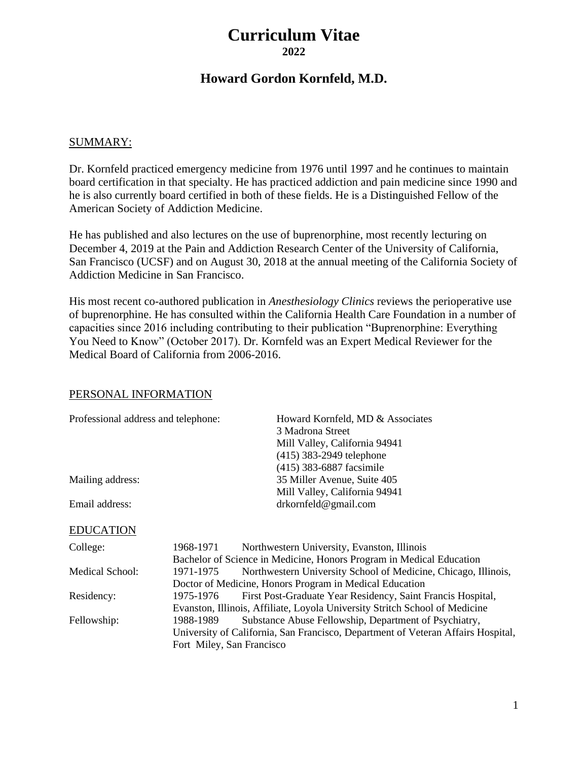# Curriculum Vitae

**2022**

## Howard Gordon Kornfeld, M.D.

### SUMMARY:

Dr. Kornfeld practiced emergency medicine from 1976 until 1997 and he continues to maintain board certification in that specialty. He has practiced addiction and pain medicine since 1990 and he is also currently board certified in both of these fields. He is a Distinguished Fellow of the American Society of Addiction Medicine.

He has published and also lectures on the use of buprenorphine, most recently lecturing on December 4, 2019 at the Pain and Addiction Research Center of the University of California, San Francisco (UCSF) and on August 30, 2018 at the annual meeting of the California Society of Addiction Medicine in San Francisco.

His most recent co-authored publication in *Anesthesiology Clinics* reviews the perioperative use of buprenorphine. He has consulted within the California Health Care Foundation in a number of capacities since 2016 including contributing to their publication "Buprenorphine: Everything You Need to Know" (October 2017). Dr. Kornfeld was an Expert Medical Reviewer for the Medical Board of California from 2006-2016.

### PERSONAL INFORMATION

| | |
|---|---|
| Professional address and telephone: | Howard Kornfeld, MD & Associates<br>3 Madrona Street<br>Mill Valley, California 94941<br>(415) 383-2949 telephone<br>(415) 383-6887 facsimile |
| Mailing address: | 35 Miller Avenue, Suite 405<br>Mill Valley, California 94941 |
| Email address: | drkornfeld@gmail.com |

### EDUCATION

| | | |
|---|---|---|
| College: | 1968-1971 | Northwestern University, Evanston, Illinois<br>Bachelor of Science in Medicine, Honors Program in Medical Education |
| Medical School: | 1971-1975 | Northwestern University School of Medicine, Chicago, Illinois,<br>Doctor of Medicine, Honors Program in Medical Education |
| Residency: | 1975-1976 | First Post-Graduate Year Residency, Saint Francis Hospital,<br>Evanston, Illinois, Affiliate, Loyola University Stritch School of Medicine |
| Fellowship: | 1988-1989 | Substance Abuse Fellowship, Department of Psychiatry,<br>University of California, San Francisco, Department of Veteran Affairs Hospital,<br>Fort Miley, San Francisco |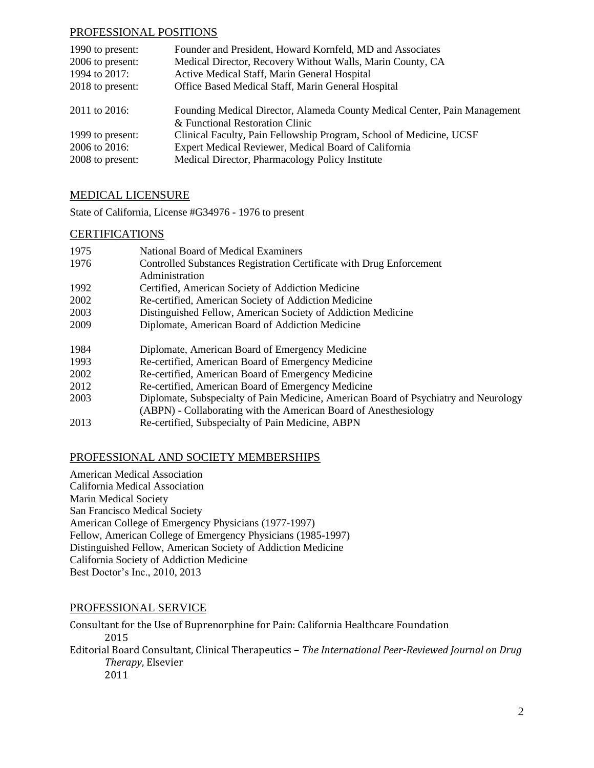## PROFESSIONAL POSITIONS

| | |
|---|---|
| 1990 to present: | Founder and President, Howard Kornfeld, MD and Associates |
| 2006 to present: | Medical Director, Recovery Without Walls, Marin County, CA |
| 1994 to 2017: | Active Medical Staff, Marin General Hospital |
| 2018 to present: | Office Based Medical Staff, Marin General Hospital |
| 2011 to 2016: | Founding Medical Director, Alameda County Medical Center, Pain Management & Functional Restoration Clinic |
| 1999 to present: | Clinical Faculty, Pain Fellowship Program, School of Medicine, UCSF |
| 2006 to 2016: | Expert Medical Reviewer, Medical Board of California |
| 2008 to present: | Medical Director, Pharmacology Policy Institute |

## MEDICAL LICENSURE

State of California, License #G34976 - 1976 to present

## CERTIFICATIONS

| | |
|---|---|
| 1975 | National Board of Medical Examiners |
| 1976 | Controlled Substances Registration Certificate with Drug Enforcement Administration |
| 1992 | Certified, American Society of Addiction Medicine |
| 2002 | Re-certified, American Society of Addiction Medicine |
| 2003 | Distinguished Fellow, American Society of Addiction Medicine |
| 2009 | Diplomate, American Board of Addiction Medicine |
| 1984 | Diplomate, American Board of Emergency Medicine |
| 1993 | Re-certified, American Board of Emergency Medicine |
| 2002 | Re-certified, American Board of Emergency Medicine |
| 2012 | Re-certified, American Board of Emergency Medicine |
| 2003 | Diplomate, Subspecialty of Pain Medicine, American Board of Psychiatry and Neurology (ABPN) - Collaborating with the American Board of Anesthesiology |
| 2013 | Re-certified, Subspecialty of Pain Medicine, ABPN |

## PROFESSIONAL AND SOCIETY MEMBERSHIPS

American Medical Association
California Medical Association
Marin Medical Society
San Francisco Medical Society
American College of Emergency Physicians (1977-1997)
Fellow, American College of Emergency Physicians (1985-1997)
Distinguished Fellow, American Society of Addiction Medicine
California Society of Addiction Medicine
Best Doctor's Inc., 2010, 2013

## PROFESSIONAL SERVICE

Consultant for the Use of Buprenorphine for Pain: California Healthcare Foundation
2015

Editorial Board Consultant, Clinical Therapeutics – *The International Peer-Reviewed Journal on Drug Therapy,* Elsevier
2011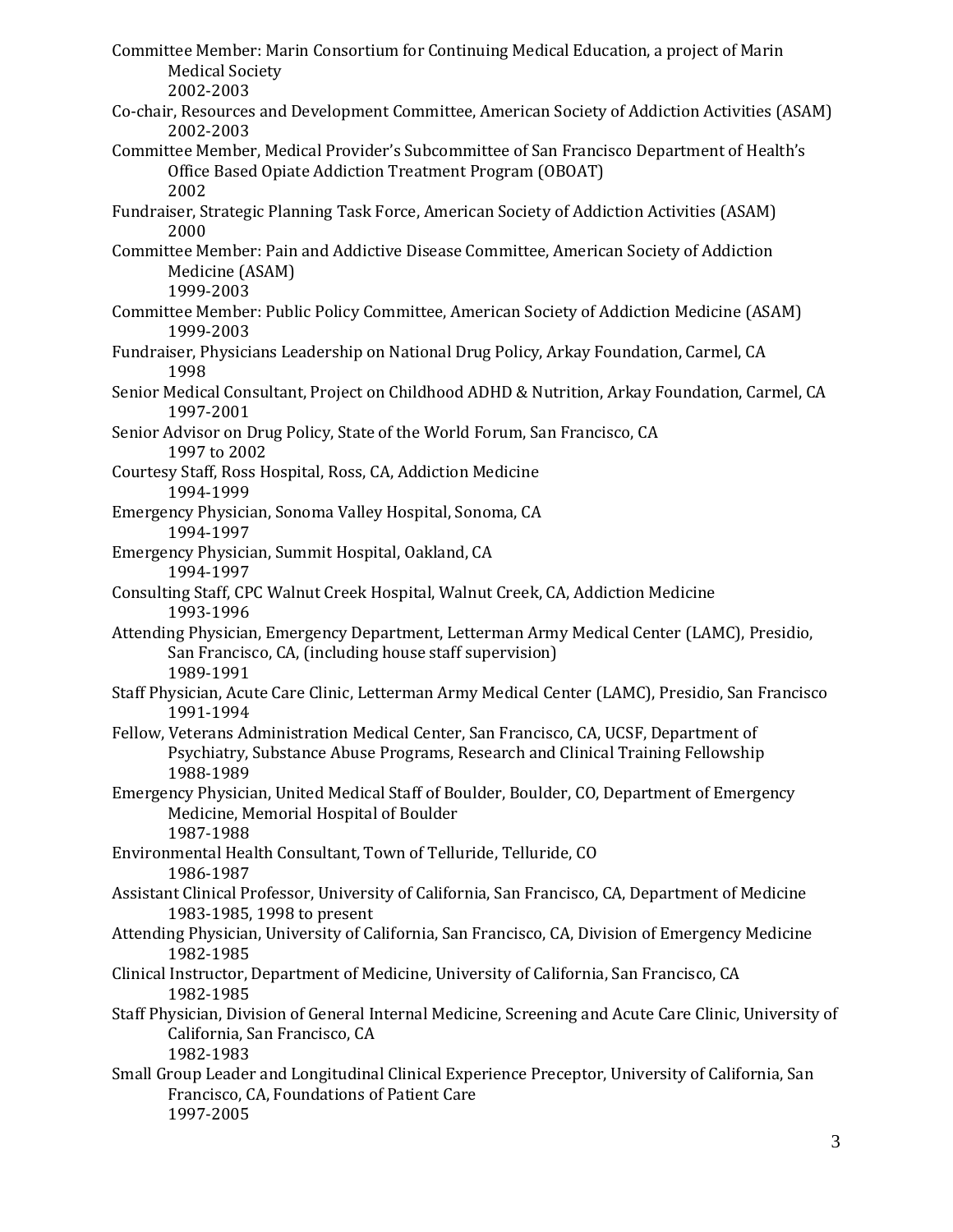Committee Member: Marin Consortium for Continuing Medical Education, a project of Marin Medical Society
2002-2003

Co-chair, Resources and Development Committee, American Society of Addiction Activities (ASAM)
2002-2003

Committee Member, Medical Provider's Subcommittee of San Francisco Department of Health's Office Based Opiate Addiction Treatment Program (OBOAT)
2002

Fundraiser, Strategic Planning Task Force, American Society of Addiction Activities (ASAM)
2000

Committee Member: Pain and Addictive Disease Committee, American Society of Addiction Medicine (ASAM)
1999-2003

Committee Member: Public Policy Committee, American Society of Addiction Medicine (ASAM)
1999-2003

Fundraiser, Physicians Leadership on National Drug Policy, Arkay Foundation, Carmel, CA
1998

Senior Medical Consultant, Project on Childhood ADHD & Nutrition, Arkay Foundation, Carmel, CA
1997-2001

Senior Advisor on Drug Policy, State of the World Forum, San Francisco, CA
1997 to 2002

Courtesy Staff, Ross Hospital, Ross, CA, Addiction Medicine
1994-1999

Emergency Physician, Sonoma Valley Hospital, Sonoma, CA
1994-1997

Emergency Physician, Summit Hospital, Oakland, CA
1994-1997

Consulting Staff, CPC Walnut Creek Hospital, Walnut Creek, CA, Addiction Medicine
1993-1996

Attending Physician, Emergency Department, Letterman Army Medical Center (LAMC), Presidio, San Francisco, CA, (including house staff supervision)
1989-1991

Staff Physician, Acute Care Clinic, Letterman Army Medical Center (LAMC), Presidio, San Francisco
1991-1994

Fellow, Veterans Administration Medical Center, San Francisco, CA, UCSF, Department of Psychiatry, Substance Abuse Programs, Research and Clinical Training Fellowship
1988-1989

Emergency Physician, United Medical Staff of Boulder, Boulder, CO, Department of Emergency Medicine, Memorial Hospital of Boulder
1987-1988

Environmental Health Consultant, Town of Telluride, Telluride, CO
1986-1987

Assistant Clinical Professor, University of California, San Francisco, CA, Department of Medicine
1983-1985, 1998 to present

Attending Physician, University of California, San Francisco, CA, Division of Emergency Medicine
1982-1985

Clinical Instructor, Department of Medicine, University of California, San Francisco, CA
1982-1985

Staff Physician, Division of General Internal Medicine, Screening and Acute Care Clinic, University of California, San Francisco, CA
1982-1983

Small Group Leader and Longitudinal Clinical Experience Preceptor, University of California, San Francisco, CA, Foundations of Patient Care
1997-2005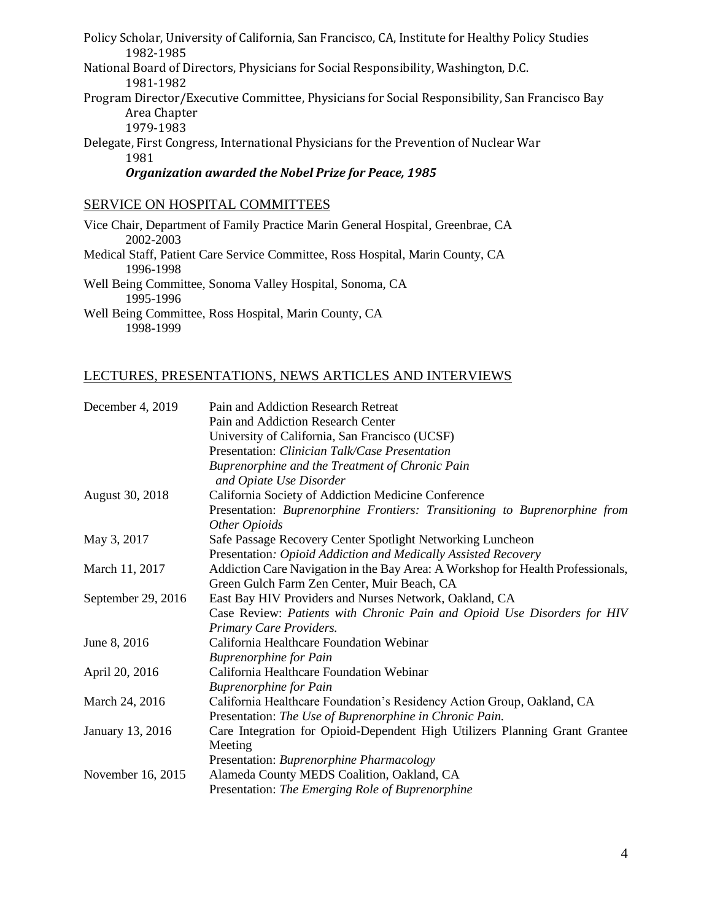Policy Scholar, University of California, San Francisco, CA, Institute for Healthy Policy Studies
1982-1985

National Board of Directors, Physicians for Social Responsibility, Washington, D.C.
1981-1982

Program Director/Executive Committee, Physicians for Social Responsibility, San Francisco Bay Area Chapter
1979-1983

Delegate, First Congress, International Physicians for the Prevention of Nuclear War
1981
***Organization awarded the Nobel Prize for Peace, 1985***

## SERVICE ON HOSPITAL COMMITTEES

Vice Chair, Department of Family Practice Marin General Hospital, Greenbrae, CA
2002-2003

Medical Staff, Patient Care Service Committee, Ross Hospital, Marin County, CA
1996-1998

Well Being Committee, Sonoma Valley Hospital, Sonoma, CA
1995-1996

Well Being Committee, Ross Hospital, Marin County, CA
1998-1999

## LECTURES, PRESENTATIONS, NEWS ARTICLES AND INTERVIEWS

| | |
|---|---|
| December 4, 2019 | Pain and Addiction Research Retreat<br>Pain and Addiction Research Center<br>University of California, San Francisco (UCSF)<br>Presentation: *Clinician Talk/Case Presentation*<br>*Buprenorphine and the Treatment of Chronic Pain and Opiate Use Disorder* |
| August 30, 2018 | California Society of Addiction Medicine Conference<br>Presentation: *Buprenorphine Frontiers: Transitioning to Buprenorphine from Other Opioids* |
| May 3, 2017 | Safe Passage Recovery Center Spotlight Networking Luncheon<br>Presentation*: Opioid Addiction and Medically Assisted Recovery* |
| March 11, 2017 | Addiction Care Navigation in the Bay Area: A Workshop for Health Professionals, Green Gulch Farm Zen Center, Muir Beach, CA |
| September 29, 2016 | East Bay HIV Providers and Nurses Network, Oakland, CA<br>Case Review: *Patients with Chronic Pain and Opioid Use Disorders for HIV Primary Care Providers.* |
| June 8, 2016 | California Healthcare Foundation Webinar<br>*Buprenorphine for Pain* |
| April 20, 2016 | California Healthcare Foundation Webinar<br>*Buprenorphine for Pain* |
| March 24, 2016 | California Healthcare Foundation's Residency Action Group, Oakland, CA<br>Presentation: *The Use of Buprenorphine in Chronic Pain.* |
| January 13, 2016 | Care Integration for Opioid-Dependent High Utilizers Planning Grant Grantee Meeting<br>Presentation: *Buprenorphine Pharmacology* |
| November 16, 2015 | Alameda County MEDS Coalition, Oakland, CA<br>Presentation: *The Emerging Role of Buprenorphine* |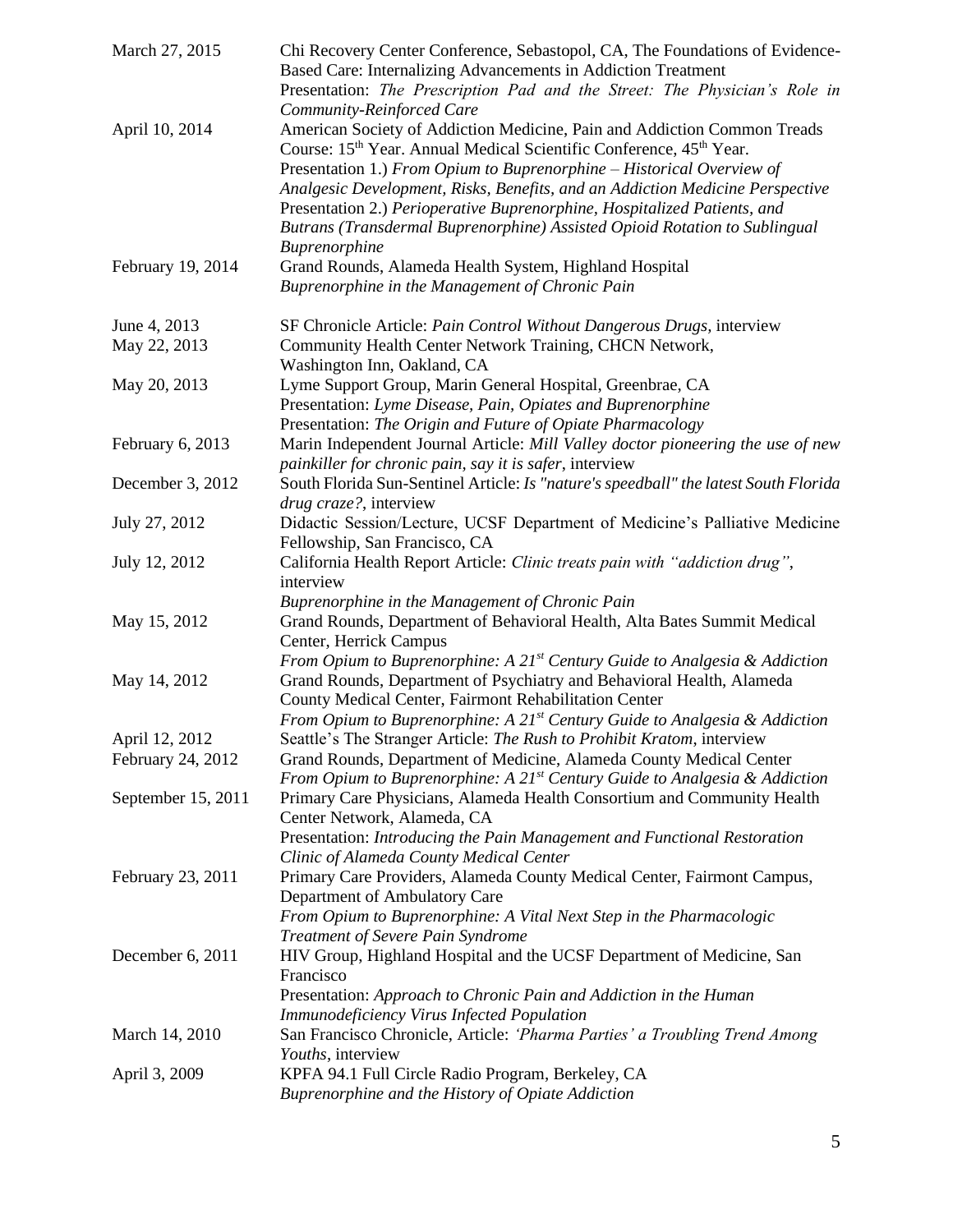| | |
|---|---|
| March 27, 2015 | Chi Recovery Center Conference, Sebastopol, CA, The Foundations of Evidence-Based Care: Internalizing Advancements in Addiction Treatment<br>Presentation: *The Prescription Pad and the Street: The Physician's Role in Community-Reinforced Care* |
| April 10, 2014 | American Society of Addiction Medicine, Pain and Addiction Common Treads Course: 15th Year. Annual Medical Scientific Conference, 45th Year.<br>Presentation 1.) *From Opium to Buprenorphine – Historical Overview of Analgesic Development, Risks, Benefits, and an Addiction Medicine Perspective*<br>Presentation 2.) *Perioperative Buprenorphine, Hospitalized Patients, and Butrans (Transdermal Buprenorphine) Assisted Opioid Rotation to Sublingual Buprenorphine* |
| February 19, 2014 | Grand Rounds, Alameda Health System, Highland Hospital<br>*Buprenorphine in the Management of Chronic Pain* |
| June 4, 2013 | SF Chronicle Article: *Pain Control Without Dangerous Drugs*, interview |
| May 22, 2013 | Community Health Center Network Training, CHCN Network, Washington Inn, Oakland, CA |
| May 20, 2013 | Lyme Support Group, Marin General Hospital, Greenbrae, CA<br>Presentation: *Lyme Disease, Pain, Opiates and Buprenorphine*<br>Presentation: *The Origin and Future of Opiate Pharmacology* |
| February 6, 2013 | Marin Independent Journal Article: *Mill Valley doctor pioneering the use of new painkiller for chronic pain, say it is safer*, interview |
| December 3, 2012 | South Florida Sun-Sentinel Article: *Is "nature's speedball" the latest South Florida drug craze?*, interview |
| July 27, 2012 | Didactic Session/Lecture, UCSF Department of Medicine's Palliative Medicine Fellowship, San Francisco, CA |
| July 12, 2012 | California Health Report Article: *Clinic treats pain with "addiction drug"*, interview<br>*Buprenorphine in the Management of Chronic Pain* |
| May 15, 2012 | Grand Rounds, Department of Behavioral Health, Alta Bates Summit Medical Center, Herrick Campus<br>*From Opium to Buprenorphine: A 21st Century Guide to Analgesia & Addiction* |
| May 14, 2012 | Grand Rounds, Department of Psychiatry and Behavioral Health, Alameda County Medical Center, Fairmont Rehabilitation Center<br>*From Opium to Buprenorphine: A 21st Century Guide to Analgesia & Addiction* |
| April 12, 2012 | Seattle's The Stranger Article: *The Rush to Prohibit Kratom*, interview |
| February 24, 2012 | Grand Rounds, Department of Medicine, Alameda County Medical Center<br>*From Opium to Buprenorphine: A 21st Century Guide to Analgesia & Addiction* |
| September 15, 2011 | Primary Care Physicians, Alameda Health Consortium and Community Health Center Network, Alameda, CA<br>Presentation: *Introducing the Pain Management and Functional Restoration Clinic of Alameda County Medical Center* |
| February 23, 2011 | Primary Care Providers, Alameda County Medical Center, Fairmont Campus, Department of Ambulatory Care<br>*From Opium to Buprenorphine: A Vital Next Step in the Pharmacologic Treatment of Severe Pain Syndrome* |
| December 6, 2011 | HIV Group, Highland Hospital and the UCSF Department of Medicine, San Francisco<br>Presentation: *Approach to Chronic Pain and Addiction in the Human Immunodeficiency Virus Infected Population* |
| March 14, 2010 | San Francisco Chronicle, Article: *'Pharma Parties' a Troubling Trend Among Youths*, interview |
| April 3, 2009 | KPFA 94.1 Full Circle Radio Program, Berkeley, CA<br>*Buprenorphine and the History of Opiate Addiction* |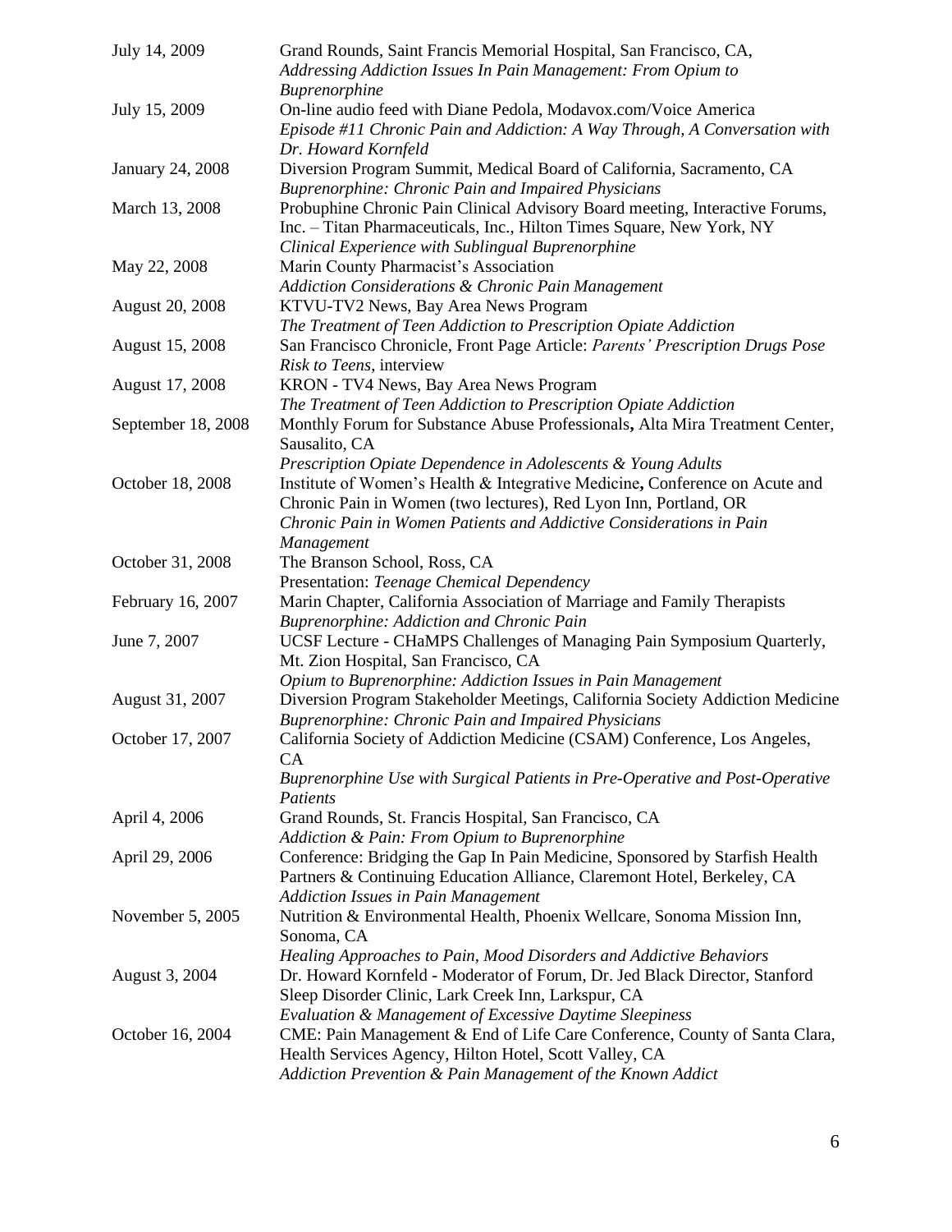| | |
|---|---|
| July 14, 2009 | Grand Rounds, Saint Francis Memorial Hospital, San Francisco, CA, *Addressing Addiction Issues In Pain Management: From Opium to Buprenorphine* |
| July 15, 2009 | On-line audio feed with Diane Pedola, Modavox.com/Voice America *Episode #11 Chronic Pain and Addiction: A Way Through, A Conversation with Dr. Howard Kornfeld* |
| January 24, 2008 | Diversion Program Summit, Medical Board of California, Sacramento, CA *Buprenorphine: Chronic Pain and Impaired Physicians* |
| March 13, 2008 | Probuphine Chronic Pain Clinical Advisory Board meeting, Interactive Forums, Inc. – Titan Pharmaceuticals, Inc., Hilton Times Square, New York, NY *Clinical Experience with Sublingual Buprenorphine* |
| May 22, 2008 | Marin County Pharmacist's Association *Addiction Considerations & Chronic Pain Management* |
| August 20, 2008 | KTVU-TV2 News, Bay Area News Program *The Treatment of Teen Addiction to Prescription Opiate Addiction* |
| August 15, 2008 | San Francisco Chronicle, Front Page Article: *Parents' Prescription Drugs Pose Risk to Teens*, interview |
| August 17, 2008 | KRON - TV4 News, Bay Area News Program *The Treatment of Teen Addiction to Prescription Opiate Addiction* |
| September 18, 2008 | Monthly Forum for Substance Abuse Professionals**,** Alta Mira Treatment Center, Sausalito, CA *Prescription Opiate Dependence in Adolescents & Young Adults* |
| October 18, 2008 | Institute of Women's Health & Integrative Medicine**,** Conference on Acute and Chronic Pain in Women (two lectures), Red Lyon Inn, Portland, OR *Chronic Pain in Women Patients and Addictive Considerations in Pain Management* |
| October 31, 2008 | The Branson School, Ross, CA Presentation: *Teenage Chemical Dependency* |
| February 16, 2007 | Marin Chapter, California Association of Marriage and Family Therapists *Buprenorphine: Addiction and Chronic Pain* |
| June 7, 2007 | UCSF Lecture - CHaMPS Challenges of Managing Pain Symposium Quarterly, Mt. Zion Hospital, San Francisco, CA *Opium to Buprenorphine: Addiction Issues in Pain Management* |
| August 31, 2007 | Diversion Program Stakeholder Meetings, California Society Addiction Medicine *Buprenorphine: Chronic Pain and Impaired Physicians* |
| October 17, 2007 | California Society of Addiction Medicine (CSAM) Conference, Los Angeles, CA *Buprenorphine Use with Surgical Patients in Pre-Operative and Post-Operative Patients* |
| April 4, 2006 | Grand Rounds, St. Francis Hospital, San Francisco, CA *Addiction & Pain: From Opium to Buprenorphine* |
| April 29, 2006 | Conference: Bridging the Gap In Pain Medicine, Sponsored by Starfish Health Partners & Continuing Education Alliance, Claremont Hotel, Berkeley, CA *Addiction Issues in Pain Management* |
| November 5, 2005 | Nutrition & Environmental Health, Phoenix Wellcare, Sonoma Mission Inn, Sonoma, CA *Healing Approaches to Pain, Mood Disorders and Addictive Behaviors* |
| August 3, 2004 | Dr. Howard Kornfeld - Moderator of Forum, Dr. Jed Black Director, Stanford Sleep Disorder Clinic, Lark Creek Inn, Larkspur, CA *Evaluation & Management of Excessive Daytime Sleepiness* |
| October 16, 2004 | CME: Pain Management & End of Life Care Conference, County of Santa Clara, Health Services Agency, Hilton Hotel, Scott Valley, CA *Addiction Prevention & Pain Management of the Known Addict* |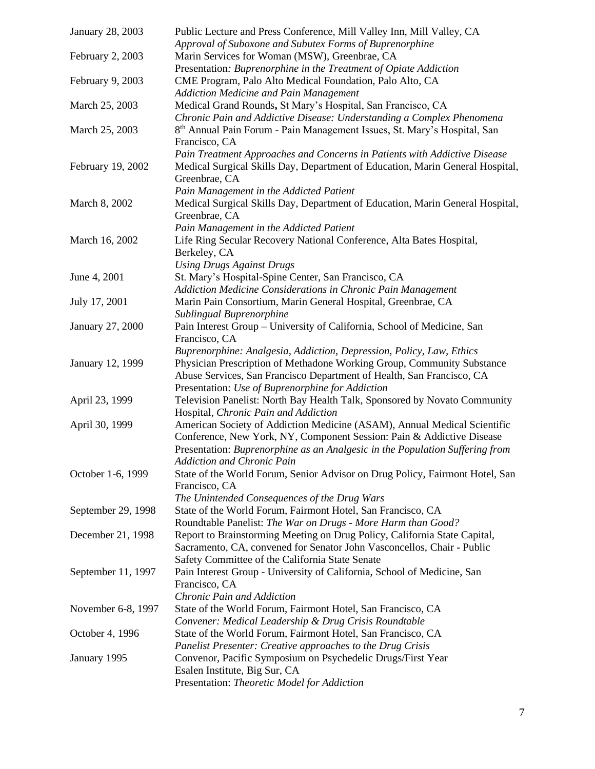| | |
|---|---|
| January 28, 2003 | Public Lecture and Press Conference, Mill Valley Inn, Mill Valley, CA<br>*Approval of Suboxone and Subutex Forms of Buprenorphine* |
| February 2, 2003 | Marin Services for Woman (MSW), Greenbrae, CA<br>Presentation*: Buprenorphine in the Treatment of Opiate Addiction* |
| February 9, 2003 | CME Program, Palo Alto Medical Foundation, Palo Alto, CA<br>*Addiction Medicine and Pain Management* |
| March 25, 2003 | Medical Grand Rounds**,** St Mary's Hospital, San Francisco, CA<br>*Chronic Pain and Addictive Disease: Understanding a Complex Phenomena* |
| March 25, 2003 | 8th Annual Pain Forum - Pain Management Issues, St. Mary's Hospital, San Francisco, CA<br>*Pain Treatment Approaches and Concerns in Patients with Addictive Disease* |
| February 19, 2002 | Medical Surgical Skills Day, Department of Education, Marin General Hospital, Greenbrae, CA<br>*Pain Management in the Addicted Patient* |
| March 8, 2002 | Medical Surgical Skills Day, Department of Education, Marin General Hospital, Greenbrae, CA<br>*Pain Management in the Addicted Patient* |
| March 16, 2002 | Life Ring Secular Recovery National Conference, Alta Bates Hospital, Berkeley, CA<br>*Using Drugs Against Drugs* |
| June 4, 2001 | St. Mary's Hospital-Spine Center, San Francisco, CA<br>*Addiction Medicine Considerations in Chronic Pain Management* |
| July 17, 2001 | Marin Pain Consortium, Marin General Hospital, Greenbrae, CA<br>*Sublingual Buprenorphine* |
| January 27, 2000 | Pain Interest Group – University of California, School of Medicine, San Francisco, CA<br>*Buprenorphine: Analgesia, Addiction, Depression, Policy, Law, Ethics* |
| January 12, 1999 | Physician Prescription of Methadone Working Group, Community Substance Abuse Services, San Francisco Department of Health, San Francisco, CA<br>Presentation: *Use of Buprenorphine for Addiction* |
| April 23, 1999 | Television Panelist: North Bay Health Talk, Sponsored by Novato Community Hospital, *Chronic Pain and Addiction* |
| April 30, 1999 | American Society of Addiction Medicine (ASAM), Annual Medical Scientific Conference, New York, NY, Component Session: Pain & Addictive Disease<br>Presentation: *Buprenorphine as an Analgesic in the Population Suffering from Addiction and Chronic Pain* |
| October 1-6, 1999 | State of the World Forum, Senior Advisor on Drug Policy, Fairmont Hotel, San Francisco, CA<br>*The Unintended Consequences of the Drug Wars* |
| September 29, 1998 | State of the World Forum, Fairmont Hotel, San Francisco, CA<br>Roundtable Panelist: *The War on Drugs - More Harm than Good?* |
| December 21, 1998 | Report to Brainstorming Meeting on Drug Policy, California State Capital, Sacramento, CA, convened for Senator John Vasconcellos, Chair - Public Safety Committee of the California State Senate |
| September 11, 1997 | Pain Interest Group - University of California, School of Medicine, San Francisco, CA<br>*Chronic Pain and Addiction* |
| November 6-8, 1997 | State of the World Forum, Fairmont Hotel, San Francisco, CA<br>*Convener: Medical Leadership & Drug Crisis Roundtable* |
| October 4, 1996 | State of the World Forum, Fairmont Hotel, San Francisco, CA<br>*Panelist Presenter: Creative approaches to the Drug Crisis* |
| January 1995 | Convenor, Pacific Symposium on Psychedelic Drugs/First Year<br>Esalen Institute, Big Sur, CA<br>Presentation: *Theoretic Model for Addiction* |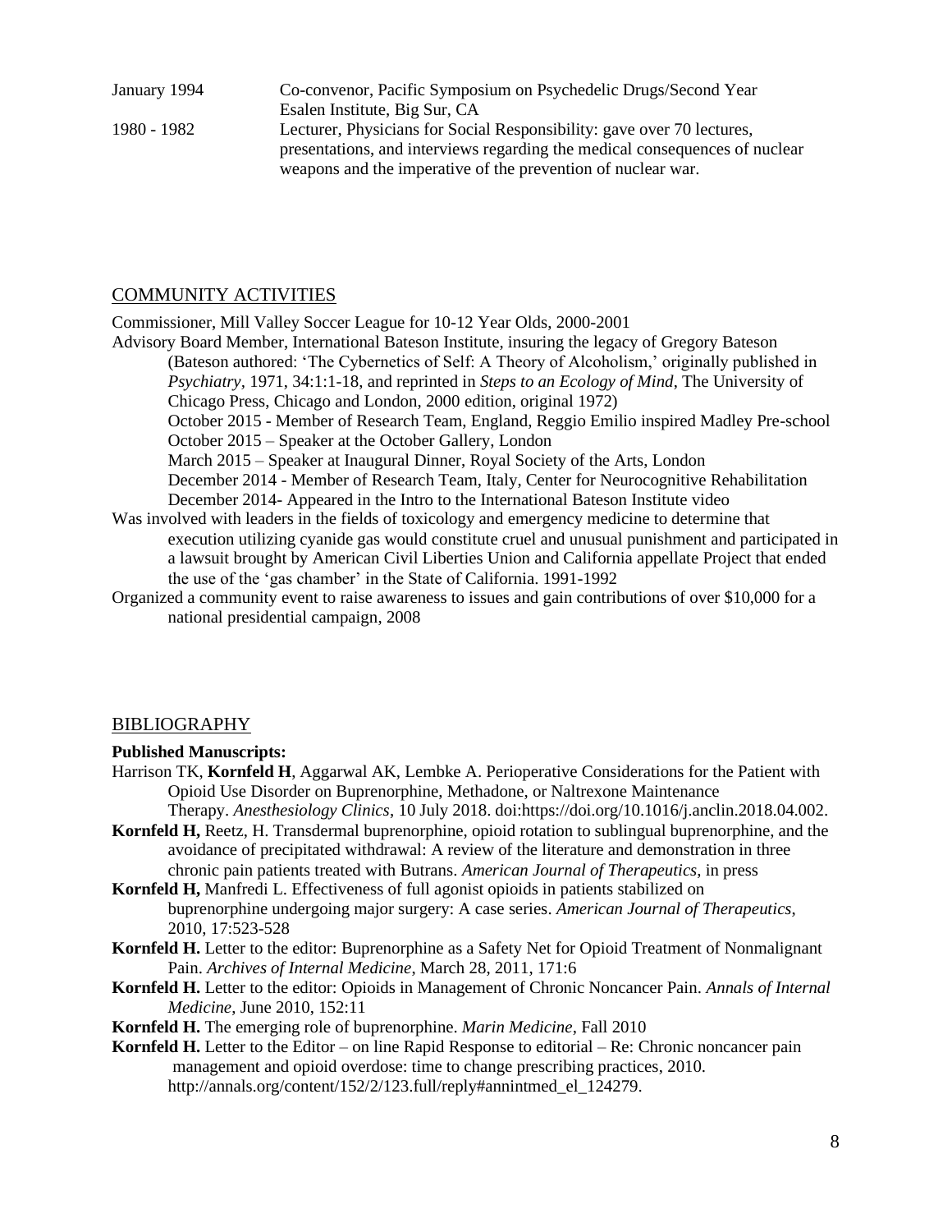January 1994 Co-convenor, Pacific Symposium on Psychedelic Drugs/Second Year
Esalen Institute, Big Sur, CA

1980 - 1982 Lecturer, Physicians for Social Responsibility: gave over 70 lectures, presentations, and interviews regarding the medical consequences of nuclear weapons and the imperative of the prevention of nuclear war.

## COMMUNITY ACTIVITIES

Commissioner, Mill Valley Soccer League for 10-12 Year Olds, 2000-2001

Advisory Board Member, International Bateson Institute, insuring the legacy of Gregory Bateson (Bateson authored: 'The Cybernetics of Self: A Theory of Alcoholism,' originally published in *Psychiatry*, 1971, 34:1:1-18, and reprinted in *Steps to an Ecology of Mind*, The University of Chicago Press, Chicago and London, 2000 edition, original 1972)
October 2015 - Member of Research Team, England, Reggio Emilio inspired Madley Pre-school
October 2015 – Speaker at the October Gallery, London
March 2015 – Speaker at Inaugural Dinner, Royal Society of the Arts, London
December 2014 - Member of Research Team, Italy, Center for Neurocognitive Rehabilitation
December 2014- Appeared in the Intro to the International Bateson Institute video

Was involved with leaders in the fields of toxicology and emergency medicine to determine that execution utilizing cyanide gas would constitute cruel and unusual punishment and participated in a lawsuit brought by American Civil Liberties Union and California appellate Project that ended the use of the 'gas chamber' in the State of California. 1991-1992

Organized a community event to raise awareness to issues and gain contributions of over $10,000 for a national presidential campaign, 2008

## BIBLIOGRAPHY

**Published Manuscripts:**

Harrison TK, **Kornfeld H**, Aggarwal AK, Lembke A. Perioperative Considerations for the Patient with Opioid Use Disorder on Buprenorphine, Methadone, or Naltrexone Maintenance Therapy. *Anesthesiology Clinics*, 10 July 2018. doi:https://doi.org/10.1016/j.anclin.2018.04.002.

**Kornfeld H,** Reetz, H. Transdermal buprenorphine, opioid rotation to sublingual buprenorphine, and the avoidance of precipitated withdrawal: A review of the literature and demonstration in three chronic pain patients treated with Butrans. *American Journal of Therapeutics*, in press

**Kornfeld H,** Manfredi L. Effectiveness of full agonist opioids in patients stabilized on buprenorphine undergoing major surgery: A case series. *American Journal of Therapeutics*, 2010, 17:523-528

**Kornfeld H.** Letter to the editor: Buprenorphine as a Safety Net for Opioid Treatment of Nonmalignant Pain. *Archives of Internal Medicine*, March 28, 2011, 171:6

**Kornfeld H.** Letter to the editor: Opioids in Management of Chronic Noncancer Pain. *Annals of Internal Medicine*, June 2010, 152:11

**Kornfeld H.** The emerging role of buprenorphine. *Marin Medicine*, Fall 2010

**Kornfeld H.** Letter to the Editor – on line Rapid Response to editorial – Re: Chronic noncancer pain management and opioid overdose: time to change prescribing practices, 2010. http://annals.org/content/152/2/123.full/reply#annintmed_el_124279.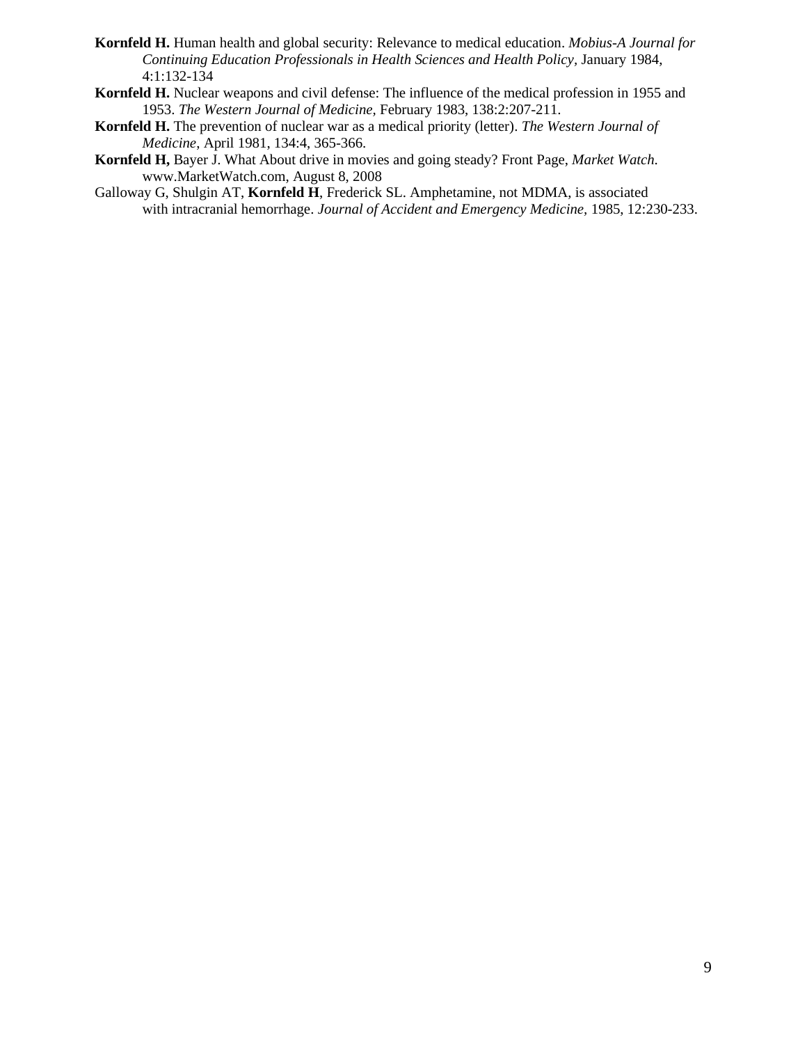**Kornfeld H.** Human health and global security: Relevance to medical education. *Mobius-A Journal for Continuing Education Professionals in Health Sciences and Health Policy*, January 1984, 4:1:132-134

**Kornfeld H.** Nuclear weapons and civil defense: The influence of the medical profession in 1955 and 1953. *The Western Journal of Medicine*, February 1983, 138:2:207-211.

**Kornfeld H.** The prevention of nuclear war as a medical priority (letter). *The Western Journal of Medicine*, April 1981, 134:4, 365-366.

**Kornfeld H,** Bayer J. What About drive in movies and going steady? Front Page, *Market Watch*. www.MarketWatch.com, August 8, 2008

Galloway G, Shulgin AT, **Kornfeld H**, Frederick SL. Amphetamine, not MDMA, is associated with intracranial hemorrhage. *Journal of Accident and Emergency Medicine*, 1985, 12:230-233.